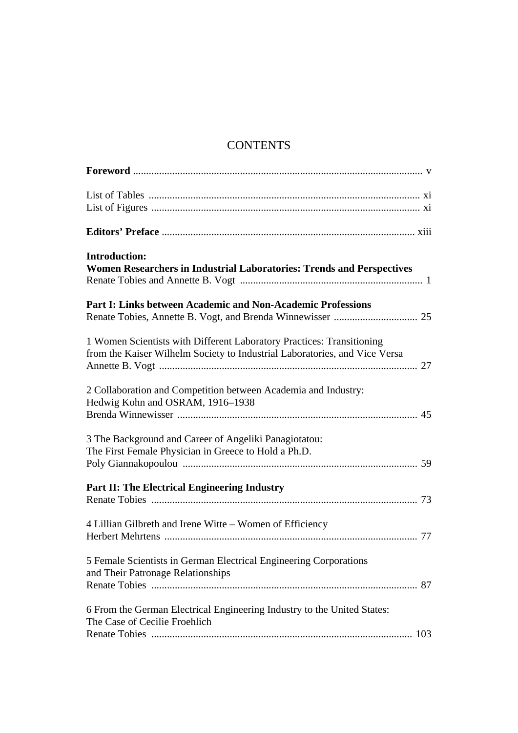# CONTENTS

**Foreword** .......... v

List of Tables .......... xi
List of Figures .......... xi

**Editors' Preface** .......... xiii

**Introduction:**
**Women Researchers in Industrial Laboratories: Trends and Perspectives**
Renate Tobies and Annette B. Vogt .......... 1

**Part I: Links between Academic and Non-Academic Professions**
Renate Tobies, Annette B. Vogt, and Brenda Winnewisser .......... 25

1 Women Scientists with Different Laboratory Practices: Transitioning from the Kaiser Wilhelm Society to Industrial Laboratories, and Vice Versa
Annette B. Vogt .......... 27

2 Collaboration and Competition between Academia and Industry: Hedwig Kohn and OSRAM, 1916–1938
Brenda Winnewisser .......... 45

3 The Background and Career of Angeliki Panagiotatou: The First Female Physician in Greece to Hold a Ph.D.
Poly Giannakopoulou .......... 59

**Part II: The Electrical Engineering Industry**
Renate Tobies .......... 73

4 Lillian Gilbreth and Irene Witte – Women of Efficiency
Herbert Mehrtens .......... 77

5 Female Scientists in German Electrical Engineering Corporations and Their Patronage Relationships
Renate Tobies .......... 87

6 From the German Electrical Engineering Industry to the United States: The Case of Cecilie Froehlich
Renate Tobies .......... 103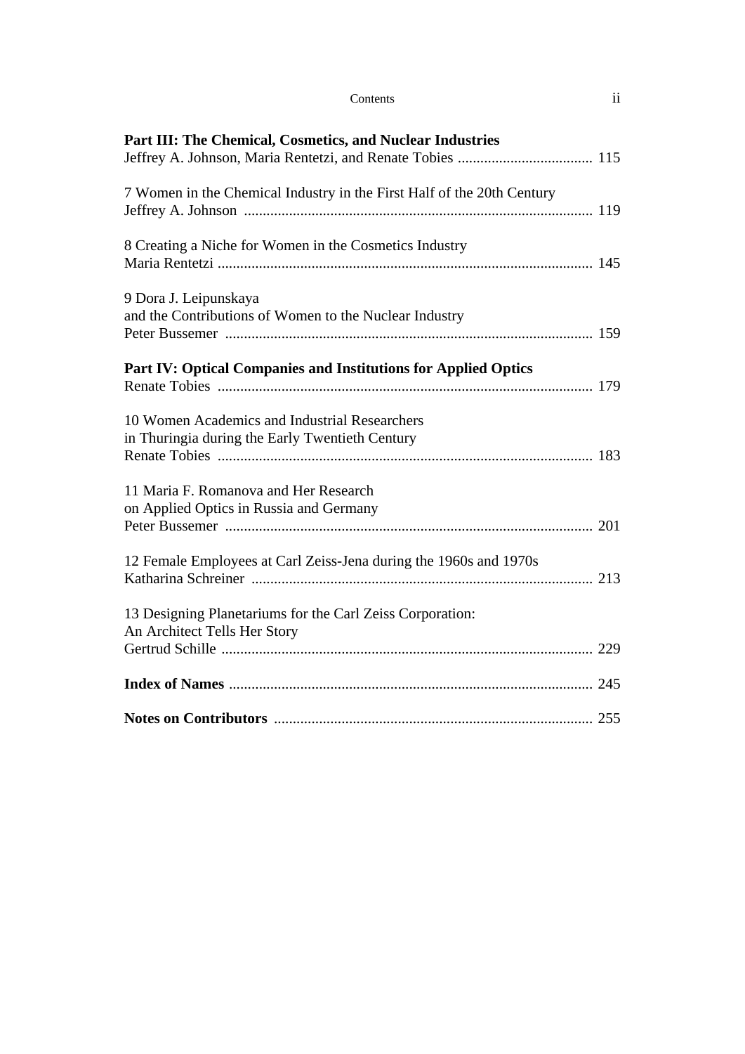**Part III: The Chemical, Cosmetics, and Nuclear Industries**
Jeffrey A. Johnson, Maria Rentetzi, and Renate Tobies .................................... 115

7 Women in the Chemical Industry in the First Half of the 20th Century
Jeffrey A. Johnson ............................................................................................. 119

8 Creating a Niche for Women in the Cosmetics Industry
Maria Rentetzi .................................................................................................... 145

9 Dora J. Leipunskaya
and the Contributions of Women to the Nuclear Industry
Peter Bussemer .................................................................................................. 159

**Part IV: Optical Companies and Institutions for Applied Optics**
Renate Tobies .................................................................................................... 179

10 Women Academics and Industrial Researchers
in Thuringia during the Early Twentieth Century
Renate Tobies .................................................................................................... 183

11 Maria F. Romanova and Her Research
on Applied Optics in Russia and Germany
Peter Bussemer .................................................................................................. 201

12 Female Employees at Carl Zeiss-Jena during the 1960s and 1970s
Katharina Schreiner ........................................................................................... 213

13 Designing Planetariums for the Carl Zeiss Corporation:
An Architect Tells Her Story
Gertrud Schille ................................................................................................... 229

**Index of Names** ................................................................................................. 245

**Notes on Contributors** ..................................................................................... 255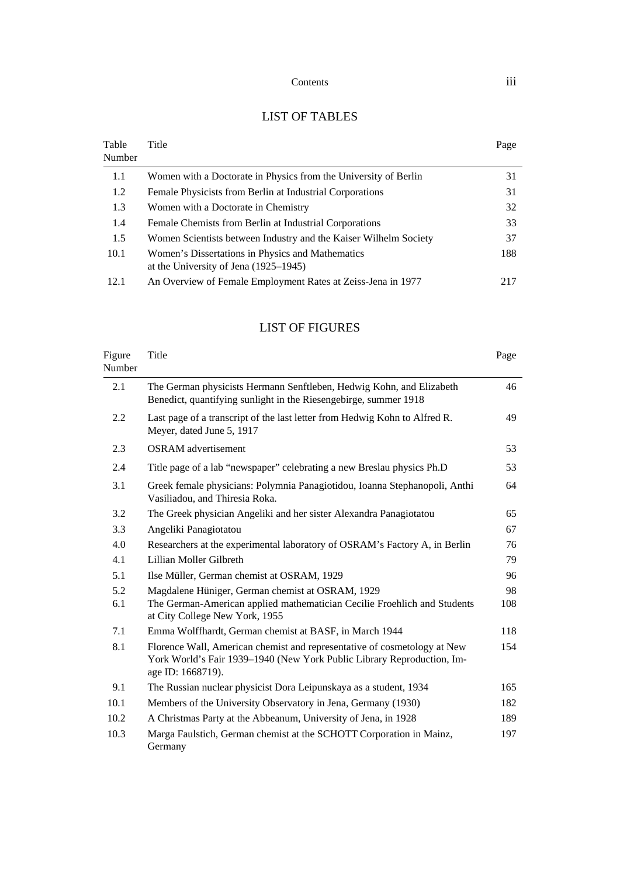## LIST OF TABLES

| Table Number | Title | Page |
|---|---|---|
| 1.1 | Women with a Doctorate in Physics from the University of Berlin | 31 |
| 1.2 | Female Physicists from Berlin at Industrial Corporations | 31 |
| 1.3 | Women with a Doctorate in Chemistry | 32 |
| 1.4 | Female Chemists from Berlin at Industrial Corporations | 33 |
| 1.5 | Women Scientists between Industry and the Kaiser Wilhelm Society | 37 |
| 10.1 | Women's Dissertations in Physics and Mathematics at the University of Jena (1925–1945) | 188 |
| 12.1 | An Overview of Female Employment Rates at Zeiss-Jena in 1977 | 217 |

## LIST OF FIGURES

| Figure Number | Title | Page |
|---|---|---|
| 2.1 | The German physicists Hermann Senftleben, Hedwig Kohn, and Elizabeth Benedict, quantifying sunlight in the Riesengebirge, summer 1918 | 46 |
| 2.2 | Last page of a transcript of the last letter from Hedwig Kohn to Alfred R. Meyer, dated June 5, 1917 | 49 |
| 2.3 | OSRAM advertisement | 53 |
| 2.4 | Title page of a lab "newspaper" celebrating a new Breslau physics Ph.D | 53 |
| 3.1 | Greek female physicians: Polymnia Panagiotidou, Ioanna Stephanopoli, Anthi Vasiliadou, and Thiresia Roka. | 64 |
| 3.2 | The Greek physician Angeliki and her sister Alexandra Panagiotatou | 65 |
| 3.3 | Angeliki Panagiotatou | 67 |
| 4.0 | Researchers at the experimental laboratory of OSRAM's Factory A, in Berlin | 76 |
| 4.1 | Lillian Moller Gilbreth | 79 |
| 5.1 | Ilse Müller, German chemist at OSRAM, 1929 | 96 |
| 5.2 | Magdalene Hüniger, German chemist at OSRAM, 1929 | 98 |
| 6.1 | The German-American applied mathematician Cecilie Froehlich and Students at City College New York, 1955 | 108 |
| 7.1 | Emma Wolffhardt, German chemist at BASF, in March 1944 | 118 |
| 8.1 | Florence Wall, American chemist and representative of cosmetology at New York World's Fair 1939–1940 (New York Public Library Reproduction, Image ID: 1668719). | 154 |
| 9.1 | The Russian nuclear physicist Dora Leipunskaya as a student, 1934 | 165 |
| 10.1 | Members of the University Observatory in Jena, Germany (1930) | 182 |
| 10.2 | A Christmas Party at the Abbeanum, University of Jena, in 1928 | 189 |
| 10.3 | Marga Faulstich, German chemist at the SCHOTT Corporation in Mainz, Germany | 197 |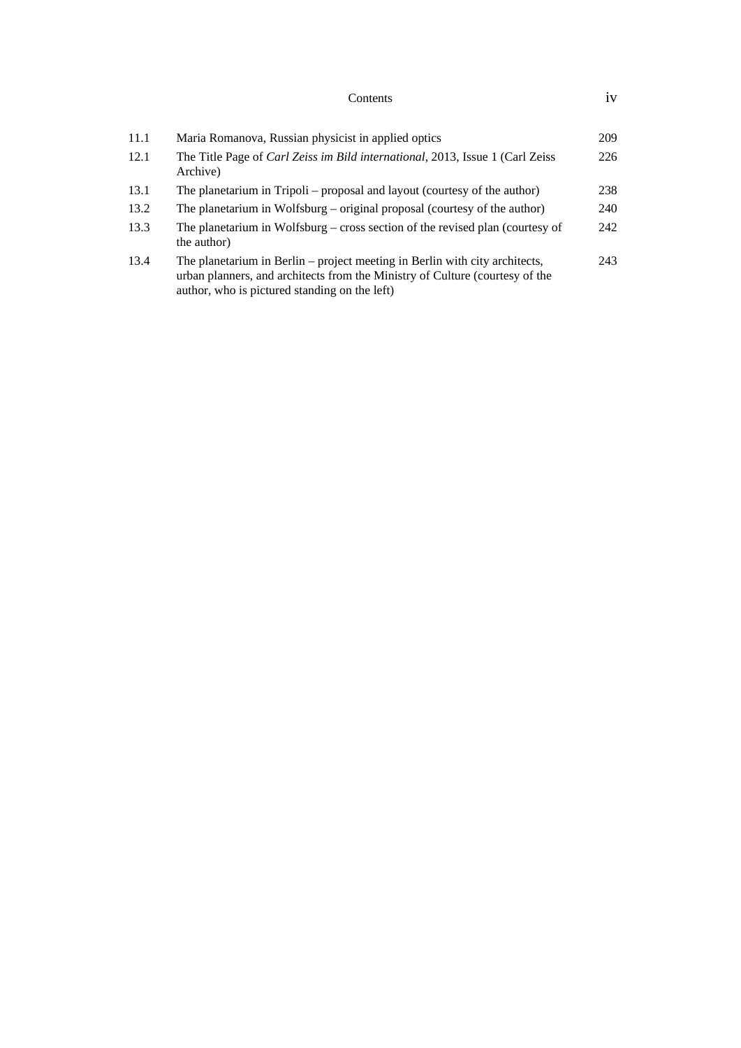| | | |
|---|---|---|
| 11.1 | Maria Romanova, Russian physicist in applied optics | 209 |
| 12.1 | The Title Page of *Carl Zeiss im Bild international*, 2013, Issue 1 (Carl Zeiss Archive) | 226 |
| 13.1 | The planetarium in Tripoli – proposal and layout (courtesy of the author) | 238 |
| 13.2 | The planetarium in Wolfsburg – original proposal (courtesy of the author) | 240 |
| 13.3 | The planetarium in Wolfsburg – cross section of the revised plan (courtesy of the author) | 242 |
| 13.4 | The planetarium in Berlin – project meeting in Berlin with city architects, urban planners, and architects from the Ministry of Culture (courtesy of the author, who is pictured standing on the left) | 243 |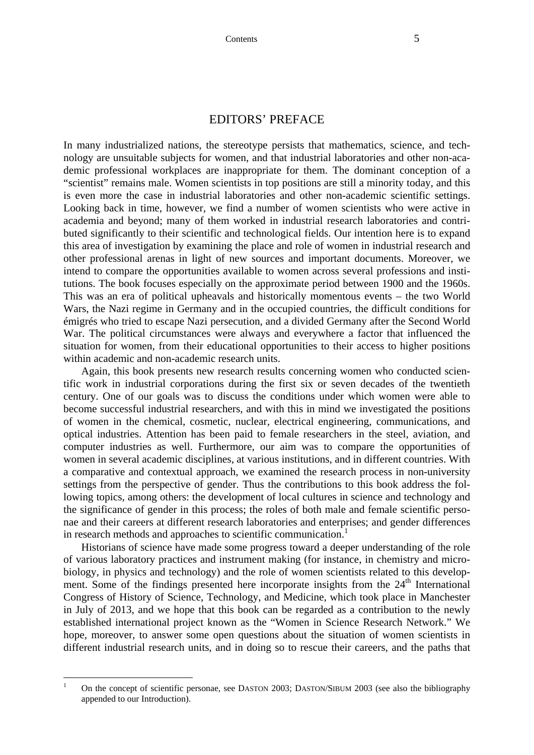# EDITORS' PREFACE

In many industrialized nations, the stereotype persists that mathematics, science, and technology are unsuitable subjects for women, and that industrial laboratories and other non-academic professional workplaces are inappropriate for them. The dominant conception of a "scientist" remains male. Women scientists in top positions are still a minority today, and this is even more the case in industrial laboratories and other non-academic scientific settings. Looking back in time, however, we find a number of women scientists who were active in academia and beyond; many of them worked in industrial research laboratories and contributed significantly to their scientific and technological fields. Our intention here is to expand this area of investigation by examining the place and role of women in industrial research and other professional arenas in light of new sources and important documents. Moreover, we intend to compare the opportunities available to women across several professions and institutions. The book focuses especially on the approximate period between 1900 and the 1960s. This was an era of political upheavals and historically momentous events – the two World Wars, the Nazi regime in Germany and in the occupied countries, the difficult conditions for émigrés who tried to escape Nazi persecution, and a divided Germany after the Second World War. The political circumstances were always and everywhere a factor that influenced the situation for women, from their educational opportunities to their access to higher positions within academic and non-academic research units.

Again, this book presents new research results concerning women who conducted scientific work in industrial corporations during the first six or seven decades of the twentieth century. One of our goals was to discuss the conditions under which women were able to become successful industrial researchers, and with this in mind we investigated the positions of women in the chemical, cosmetic, nuclear, electrical engineering, communications, and optical industries. Attention has been paid to female researchers in the steel, aviation, and computer industries as well. Furthermore, our aim was to compare the opportunities of women in several academic disciplines, at various institutions, and in different countries. With a comparative and contextual approach, we examined the research process in non-university settings from the perspective of gender. Thus the contributions to this book address the following topics, among others: the development of local cultures in science and technology and the significance of gender in this process; the roles of both male and female scientific personae and their careers at different research laboratories and enterprises; and gender differences in research methods and approaches to scientific communication.[1]

Historians of science have made some progress toward a deeper understanding of the role of various laboratory practices and instrument making (for instance, in chemistry and microbiology, in physics and technology) and the role of women scientists related to this development. Some of the findings presented here incorporate insights from the 24th International Congress of History of Science, Technology, and Medicine, which took place in Manchester in July of 2013, and we hope that this book can be regarded as a contribution to the newly established international project known as the "Women in Science Research Network." We hope, moreover, to answer some open questions about the situation of women scientists in different industrial research units, and in doing so to rescue their careers, and the paths that

---

[1] On the concept of scientific personae, see DASTON 2003; DASTON/SIBUM 2003 (see also the bibliography appended to our Introduction).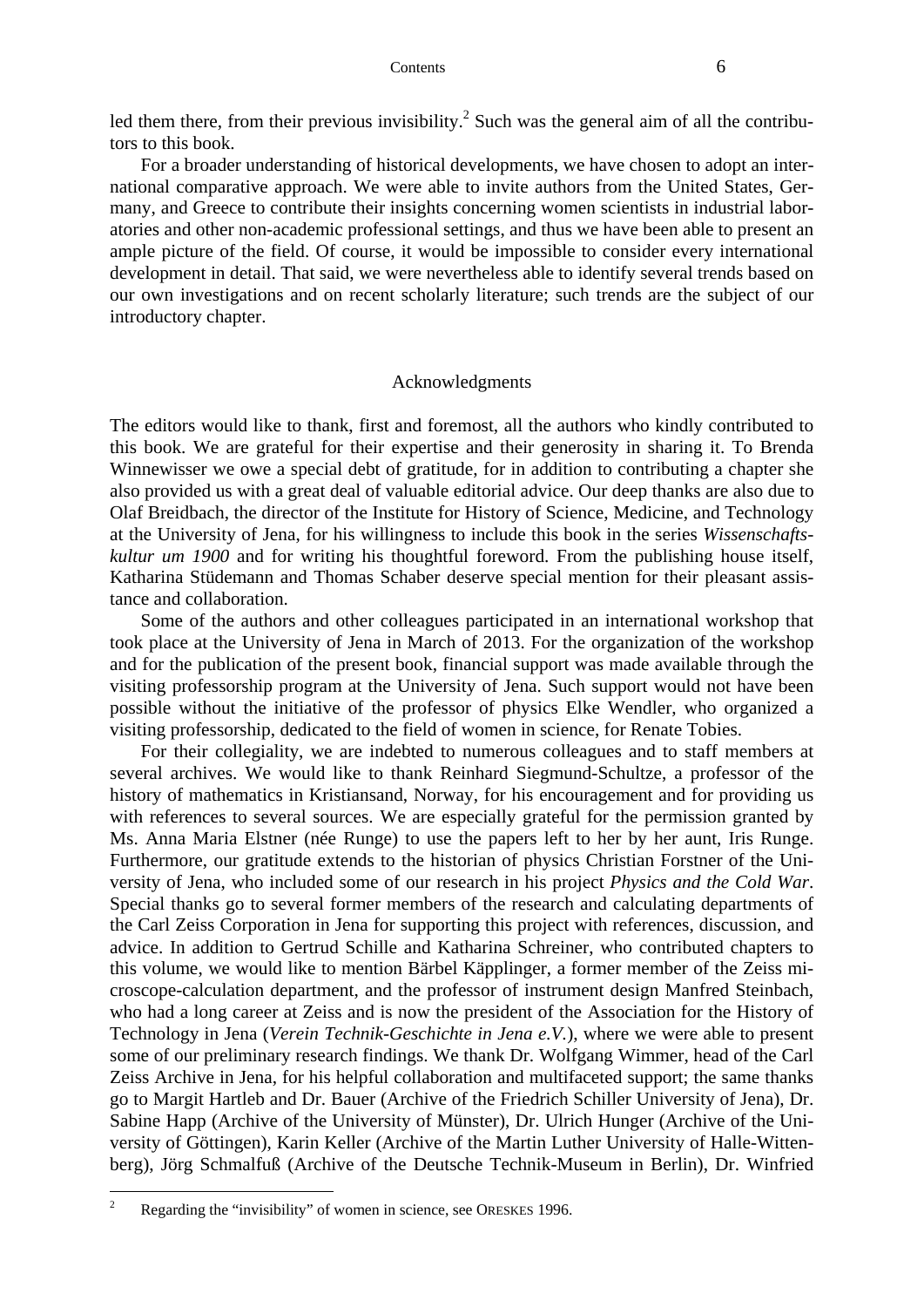led them there, from their previous invisibility.[2] Such was the general aim of all the contributors to this book.

For a broader understanding of historical developments, we have chosen to adopt an international comparative approach. We were able to invite authors from the United States, Germany, and Greece to contribute their insights concerning women scientists in industrial laboratories and other non-academic professional settings, and thus we have been able to present an ample picture of the field. Of course, it would be impossible to consider every international development in detail. That said, we were nevertheless able to identify several trends based on our own investigations and on recent scholarly literature; such trends are the subject of our introductory chapter.

## Acknowledgments

The editors would like to thank, first and foremost, all the authors who kindly contributed to this book. We are grateful for their expertise and their generosity in sharing it. To Brenda Winnewisser we owe a special debt of gratitude, for in addition to contributing a chapter she also provided us with a great deal of valuable editorial advice. Our deep thanks are also due to Olaf Breidbach, the director of the Institute for History of Science, Medicine, and Technology at the University of Jena, for his willingness to include this book in the series *Wissenschaftskultur um 1900* and for writing his thoughtful foreword. From the publishing house itself, Katharina Stüdemann and Thomas Schaber deserve special mention for their pleasant assistance and collaboration.

Some of the authors and other colleagues participated in an international workshop that took place at the University of Jena in March of 2013. For the organization of the workshop and for the publication of the present book, financial support was made available through the visiting professorship program at the University of Jena. Such support would not have been possible without the initiative of the professor of physics Elke Wendler, who organized a visiting professorship, dedicated to the field of women in science, for Renate Tobies.

For their collegiality, we are indebted to numerous colleagues and to staff members at several archives. We would like to thank Reinhard Siegmund-Schultze, a professor of the history of mathematics in Kristiansand, Norway, for his encouragement and for providing us with references to several sources. We are especially grateful for the permission granted by Ms. Anna Maria Elstner (née Runge) to use the papers left to her by her aunt, Iris Runge. Furthermore, our gratitude extends to the historian of physics Christian Forstner of the University of Jena, who included some of our research in his project *Physics and the Cold War*. Special thanks go to several former members of the research and calculating departments of the Carl Zeiss Corporation in Jena for supporting this project with references, discussion, and advice. In addition to Gertrud Schille and Katharina Schreiner, who contributed chapters to this volume, we would like to mention Bärbel Käpplinger, a former member of the Zeiss microscope-calculation department, and the professor of instrument design Manfred Steinbach, who had a long career at Zeiss and is now the president of the Association for the History of Technology in Jena (*Verein Technik-Geschichte in Jena e.V.*), where we were able to present some of our preliminary research findings. We thank Dr. Wolfgang Wimmer, head of the Carl Zeiss Archive in Jena, for his helpful collaboration and multifaceted support; the same thanks go to Margit Hartleb and Dr. Bauer (Archive of the Friedrich Schiller University of Jena), Dr. Sabine Happ (Archive of the University of Münster), Dr. Ulrich Hunger (Archive of the University of Göttingen), Karin Keller (Archive of the Martin Luther University of Halle-Wittenberg), Jörg Schmalfuß (Archive of the Deutsche Technik-Museum in Berlin), Dr. Winfried

---

[2] Regarding the "invisibility" of women in science, see ORESKES 1996.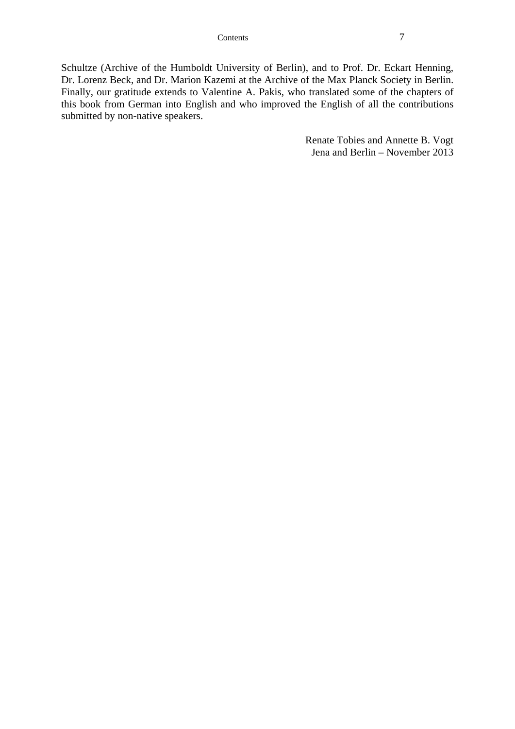Schultze (Archive of the Humboldt University of Berlin), and to Prof. Dr. Eckart Henning, Dr. Lorenz Beck, and Dr. Marion Kazemi at the Archive of the Max Planck Society in Berlin. Finally, our gratitude extends to Valentine A. Pakis, who translated some of the chapters of this book from German into English and who improved the English of all the contributions submitted by non-native speakers.

Renate Tobies and Annette B. Vogt
Jena and Berlin – November 2013